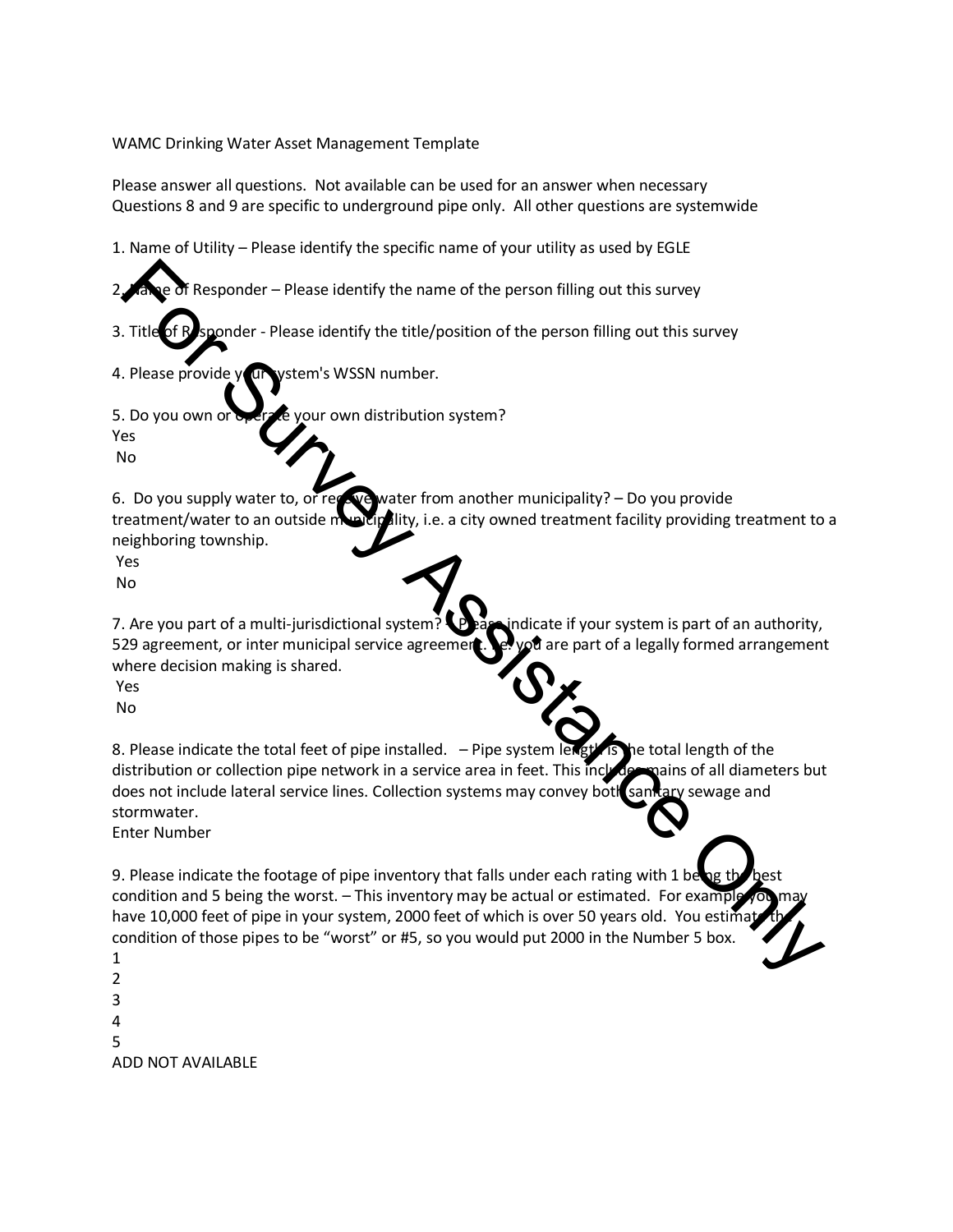WAMC Drinking Water Asset Management Template

Please answer all questions. Not available can be used for an answer when necessary
Questions 8 and 9 are specific to underground pipe only. All other questions are systemwide

1. Name of Utility – Please identify the specific name of your utility as used by EGLE

2. Name of Responder – Please identify the name of the person filling out this survey

3. Title of Responder - Please identify the title/position of the person filling out this survey

4. Please provide your system's WSSN number.

5. Do you own or operate your own distribution system?
Yes
No

6. Do you supply water to, or receive water from another municipality? – Do you provide treatment/water to an outside municipality, i.e. a city owned treatment facility providing treatment to a neighboring township.
Yes
No

7. Are you part of a multi-jurisdictional system? – Please indicate if your system is part of an authority, 529 agreement, or inter municipal service agreement, where you are part of a legally formed arrangement where decision making is shared.
Yes
No

8. Please indicate the total feet of pipe installed. – Pipe system length is the total length of the distribution or collection pipe network in a service area in feet. This includes mains of all diameters but does not include lateral service lines. Collection systems may convey both sanitary sewage and stormwater.
Enter Number

9. Please indicate the footage of pipe inventory that falls under each rating with 1 being the best condition and 5 being the worst. – This inventory may be actual or estimated. For example you may have 10,000 feet of pipe in your system, 2000 feet of which is over 50 years old. You estimate the condition of those pipes to be "worst" or #5, so you would put 2000 in the Number 5 box.
1
2
3
4
5
ADD NOT AVAILABLE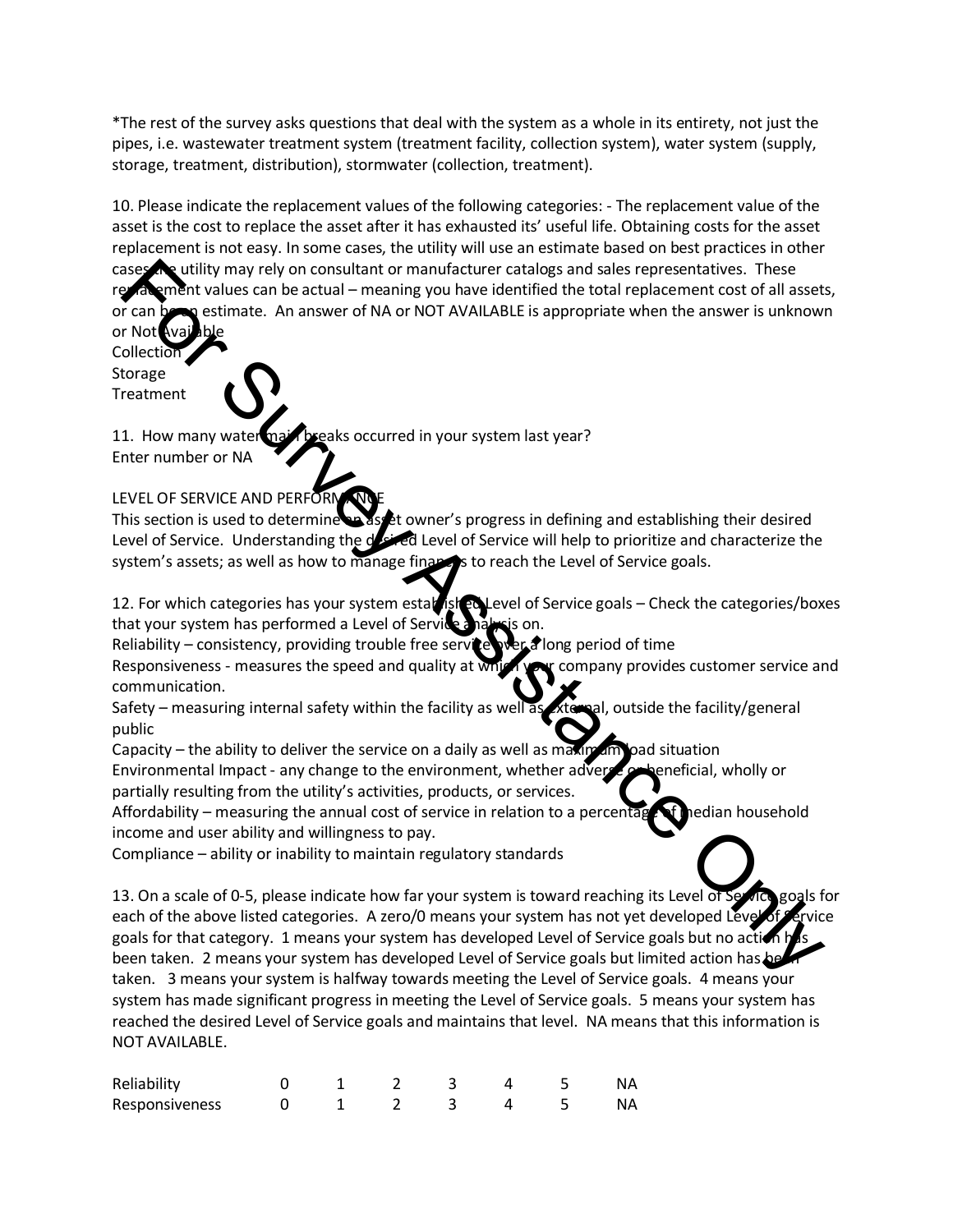*The rest of the survey asks questions that deal with the system as a whole in its entirety, not just the pipes, i.e. wastewater treatment system (treatment facility, collection system), water system (supply, storage, treatment, distribution), stormwater (collection, treatment).

10. Please indicate the replacement values of the following categories: - The replacement value of the asset is the cost to replace the asset after it has exhausted its' useful life. Obtaining costs for the asset replacement is not easy. In some cases, the utility will use an estimate based on best practices in other cases the utility may rely on consultant or manufacturer catalogs and sales representatives. These replacement values can be actual – meaning you have identified the total replacement cost of all assets, or can be an estimate. An answer of NA or NOT AVAILABLE is appropriate when the answer is unknown or Not Available
Collection
Storage
Treatment

11. How many water main breaks occurred in your system last year?
Enter number or NA

LEVEL OF SERVICE AND PERFORMANCE
This section is used to determine asset owner's progress in defining and establishing their desired Level of Service. Understanding the desired Level of Service will help to prioritize and characterize the system's assets; as well as how to manage finances to reach the Level of Service goals.

12. For which categories has your system established Level of Service goals – Check the categories/boxes that your system has performed a Level of Service analysis on.
Reliability – consistency, providing trouble free service over a long period of time
Responsiveness - measures the speed and quality at which your company provides customer service and communication.
Safety – measuring internal safety within the facility as well as external, outside the facility/general public
Capacity – the ability to deliver the service on a daily as well as maximum load situation
Environmental Impact - any change to the environment, whether adverse or beneficial, wholly or partially resulting from the utility's activities, products, or services.
Affordability – measuring the annual cost of service in relation to a percentage of median household income and user ability and willingness to pay.
Compliance – ability or inability to maintain regulatory standards

13. On a scale of 0-5, please indicate how far your system is toward reaching its Level of Service goals for each of the above listed categories. A zero/0 means your system has not yet developed Level of Service goals for that category. 1 means your system has developed Level of Service goals but no action has been taken. 2 means your system has developed Level of Service goals but limited action has been taken. 3 means your system is halfway towards meeting the Level of Service goals. 4 means your system has made significant progress in meeting the Level of Service goals. 5 means your system has reached the desired Level of Service goals and maintains that level. NA means that this information is NOT AVAILABLE.

| | | | | | | | |
|---|---|---|---|---|---|---|---|
| Reliability | 0 | 1 | 2 | 3 | 4 | 5 | NA |
| Responsiveness | 0 | 1 | 2 | 3 | 4 | 5 | NA |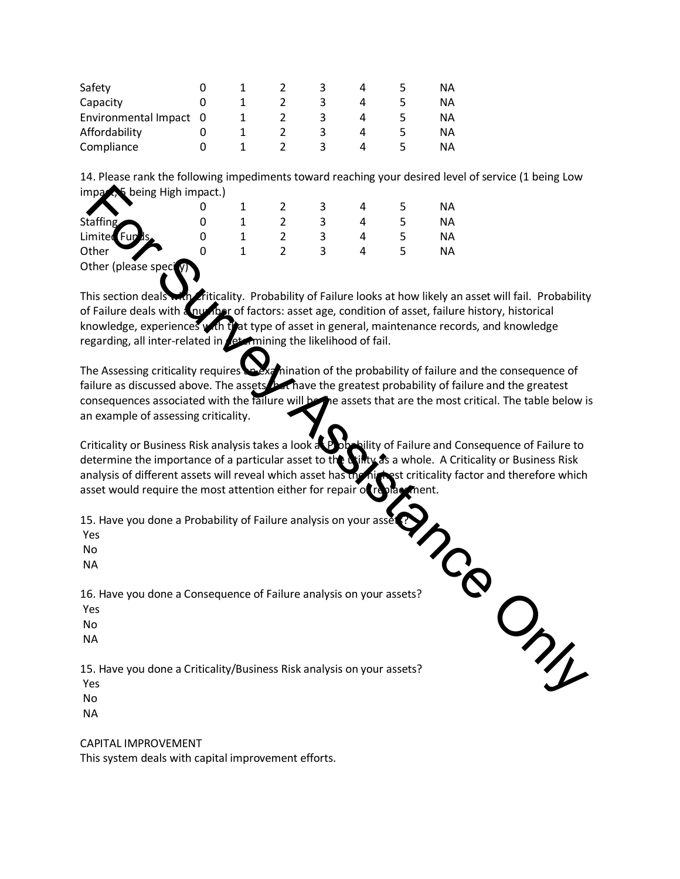| | | | | | | | |
|---|---|---|---|---|---|---|---|
| Safety | 0 | 1 | 2 | 3 | 4 | 5 | NA |
| Capacity | 0 | 1 | 2 | 3 | 4 | 5 | NA |
| Environmental Impact | 0 | 1 | 2 | 3 | 4 | 5 | NA |
| Affordability | 0 | 1 | 2 | 3 | 4 | 5 | NA |
| Compliance | 0 | 1 | 2 | 3 | 4 | 5 | NA |

14. Please rank the following impediments toward reaching your desired level of service (1 being Low impact, 5 being High impact.)

| | 0 | 1 | 2 | 3 | 4 | 5 | NA |
|---|---|---|---|---|---|---|---|
| Staffing | 0 | 1 | 2 | 3 | 4 | 5 | NA |
| Limited Funds | 0 | 1 | 2 | 3 | 4 | 5 | NA |
| Other | 0 | 1 | 2 | 3 | 4 | 5 | NA |

Other (please specify)

This section deals with Criticality. Probability of Failure looks at how likely an asset will fail. Probability of Failure deals with a number of factors: asset age, condition of asset, failure history, historical knowledge, experiences with that type of asset in general, maintenance records, and knowledge regarding, all inter-related in determining the likelihood of fail.

The Assessing criticality requires an examination of the probability of failure and the consequence of failure as discussed above. The assets that have the greatest probability of failure and the greatest consequences associated with the failure will be the assets that are the most critical. The table below is an example of assessing criticality.

Criticality or Business Risk analysis takes a look at Probability of Failure and Consequence of Failure to determine the importance of a particular asset to the utility as a whole. A Criticality or Business Risk analysis of different assets will reveal which asset has the highest criticality factor and therefore which asset would require the most attention either for repair or replacement.

15. Have you done a Probability of Failure analysis on your assets?
Yes
No
NA

16. Have you done a Consequence of Failure analysis on your assets?
Yes
No
NA

15. Have you done a Criticality/Business Risk analysis on your assets?
Yes
No
NA

CAPITAL IMPROVEMENT

This system deals with capital improvement efforts.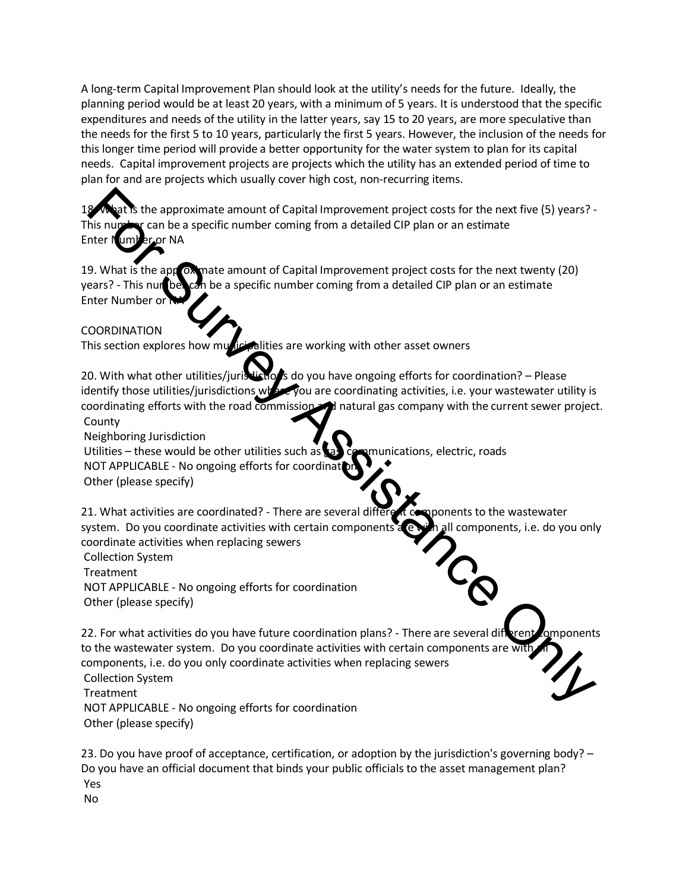A long-term Capital Improvement Plan should look at the utility's needs for the future. Ideally, the planning period would be at least 20 years, with a minimum of 5 years. It is understood that the specific expenditures and needs of the utility in the latter years, say 15 to 20 years, are more speculative than the needs for the first 5 to 10 years, particularly the first 5 years. However, the inclusion of the needs for this longer time period will provide a better opportunity for the water system to plan for its capital needs. Capital improvement projects are projects which the utility has an extended period of time to plan for and are projects which usually cover high cost, non-recurring items.

18. What is the approximate amount of Capital Improvement project costs for the next five (5) years? - This number can be a specific number coming from a detailed CIP plan or an estimate
Enter Number or NA

19. What is the approximate amount of Capital Improvement project costs for the next twenty (20) years? - This number can be a specific number coming from a detailed CIP plan or an estimate
Enter Number or NA

COORDINATION
This section explores how municipalities are working with other asset owners

20. With what other utilities/jurisdictions do you have ongoing efforts for coordination? – Please identify those utilities/jurisdictions where you are coordinating activities, i.e. your wastewater utility is coordinating efforts with the road commission and natural gas company with the current sewer project.
- County
- Neighboring Jurisdiction
- Utilities – these would be other utilities such as gas, communications, electric, roads
- NOT APPLICABLE - No ongoing efforts for coordination
- Other (please specify)

21. What activities are coordinated? - There are several different components to the wastewater system. Do you coordinate activities with certain components are with all components, i.e. do you only coordinate activities when replacing sewers
- Collection System
- Treatment
- NOT APPLICABLE - No ongoing efforts for coordination
- Other (please specify)

22. For what activities do you have future coordination plans? - There are several different components to the wastewater system. Do you coordinate activities with certain components are with all components, i.e. do you only coordinate activities when replacing sewers
- Collection System
- Treatment
- NOT APPLICABLE - No ongoing efforts for coordination
- Other (please specify)

23. Do you have proof of acceptance, certification, or adoption by the jurisdiction's governing body? – Do you have an official document that binds your public officials to the asset management plan?
- Yes
- No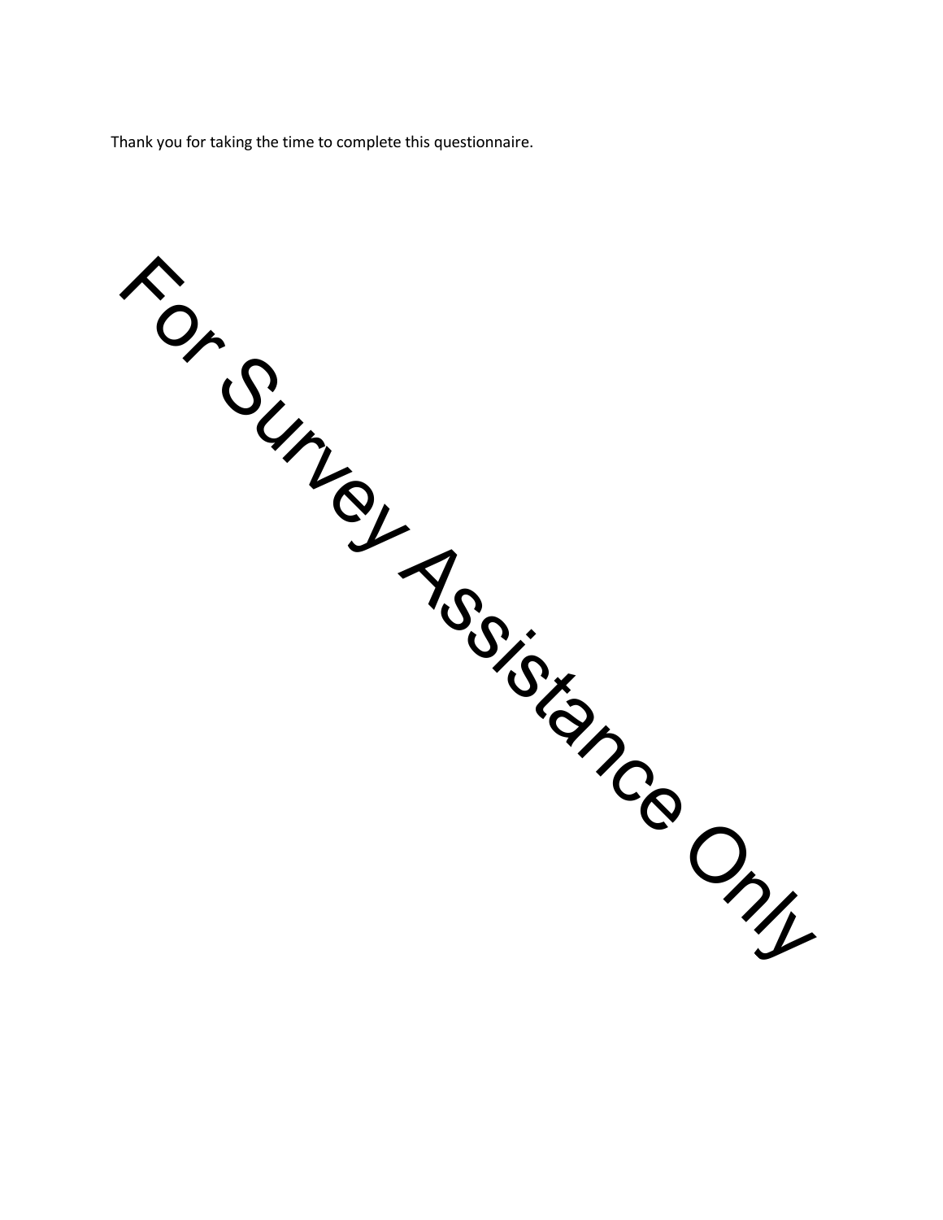Thank you for taking the time to complete this questionnaire.

For Survey Assistance Only